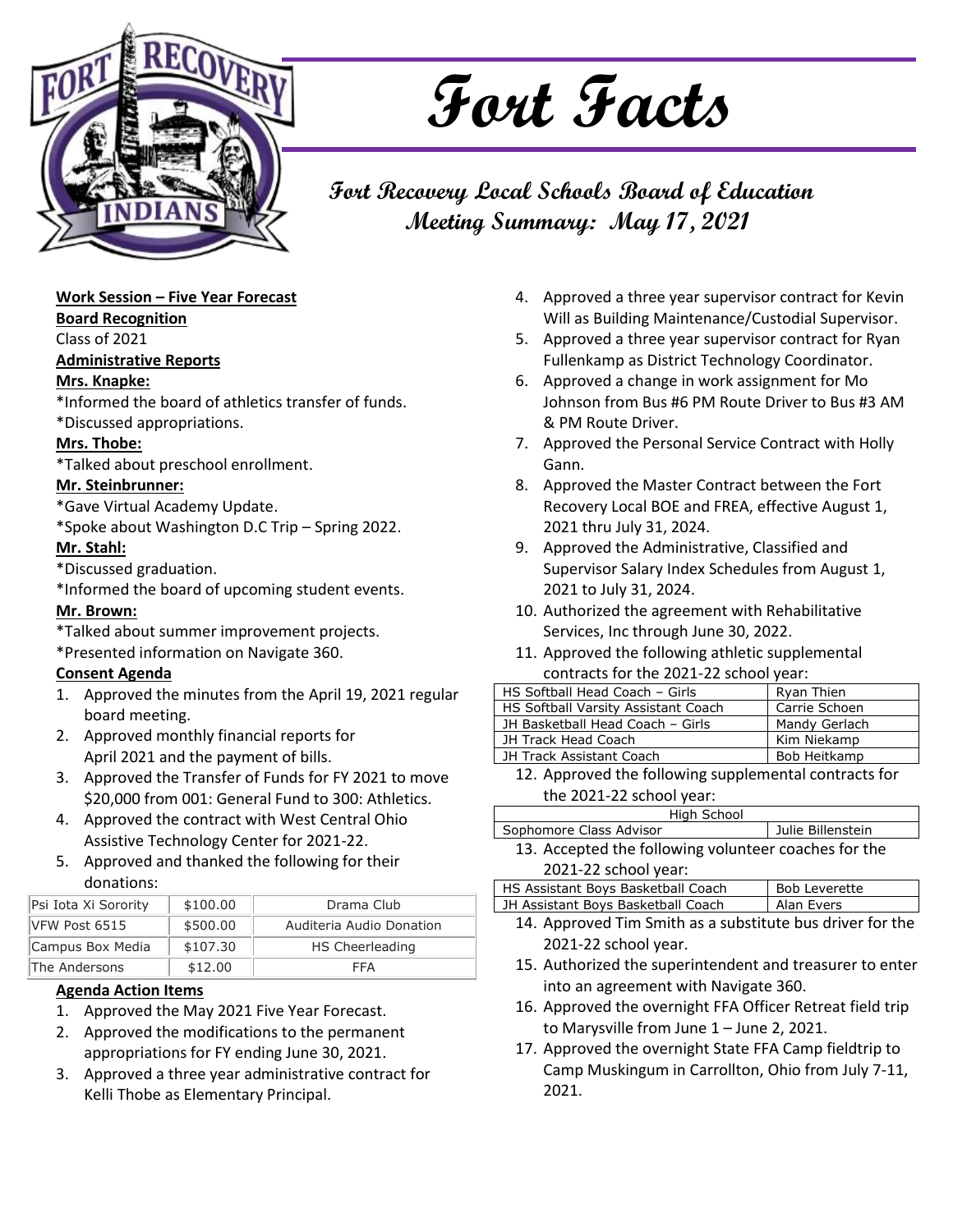# Fort Facts

## Fort Recovery Local Schools Board of Education Meeting Summary: May 17, 2021

**Work Session – Five Year Forecast**

**Board Recognition**

Class of 2021

**Administrative Reports**

**Mrs. Knapke:**

*Informed the board of athletics transfer of funds.

*Discussed appropriations.

**Mrs. Thobe:**

*Talked about preschool enrollment.

**Mr. Steinbrunner:**

*Gave Virtual Academy Update.

*Spoke about Washington D.C Trip – Spring 2022.

**Mr. Stahl:**

*Discussed graduation.

*Informed the board of upcoming student events.

**Mr. Brown:**

*Talked about summer improvement projects.

*Presented information on Navigate 360.

**Consent Agenda**

1. Approved the minutes from the April 19, 2021 regular board meeting.
2. Approved monthly financial reports for April 2021 and the payment of bills.
3. Approved the Transfer of Funds for FY 2021 to move $20,000 from 001: General Fund to 300: Athletics.
4. Approved the contract with West Central Ohio Assistive Technology Center for 2021-22.
5. Approved and thanked the following for their donations:

| Psi Iota Xi Sorority | $100.00 | Drama Club |
|---|---|---|
| VFW Post 6515 | $500.00 | Auditeria Audio Donation |
| Campus Box Media | $107.30 | HS Cheerleading |
| The Andersons | $12.00 | FFA |

**Agenda Action Items**

1. Approved the May 2021 Five Year Forecast.
2. Approved the modifications to the permanent appropriations for FY ending June 30, 2021.
3. Approved a three year administrative contract for Kelli Thobe as Elementary Principal.
4. Approved a three year supervisor contract for Kevin Will as Building Maintenance/Custodial Supervisor.
5. Approved a three year supervisor contract for Ryan Fullenkamp as District Technology Coordinator.
6. Approved a change in work assignment for Mo Johnson from Bus #6 PM Route Driver to Bus #3 AM & PM Route Driver.
7. Approved the Personal Service Contract with Holly Gann.
8. Approved the Master Contract between the Fort Recovery Local BOE and FREA, effective August 1, 2021 thru July 31, 2024.
9. Approved the Administrative, Classified and Supervisor Salary Index Schedules from August 1, 2021 to July 31, 2024.
10. Authorized the agreement with Rehabilitative Services, Inc through June 30, 2022.
11. Approved the following athletic supplemental contracts for the 2021-22 school year:

| HS Softball Head Coach – Girls | Ryan Thien |
|---|---|
| HS Softball Varsity Assistant Coach | Carrie Schoen |
| JH Basketball Head Coach – Girls | Mandy Gerlach |
| JH Track Head Coach | Kim Niekamp |
| JH Track Assistant Coach | Bob Heitkamp |

12. Approved the following supplemental contracts for the 2021-22 school year:

| High School | |
|---|---|
| Sophomore Class Advisor | Julie Billenstein |

13. Accepted the following volunteer coaches for the 2021-22 school year:

| HS Assistant Boys Basketball Coach | Bob Leverette |
|---|---|
| JH Assistant Boys Basketball Coach | Alan Evers |

14. Approved Tim Smith as a substitute bus driver for the 2021-22 school year.
15. Authorized the superintendent and treasurer to enter into an agreement with Navigate 360.
16. Approved the overnight FFA Officer Retreat field trip to Marysville from June 1 – June 2, 2021.
17. Approved the overnight State FFA Camp fieldtrip to Camp Muskingum in Carrollton, Ohio from July 7-11, 2021.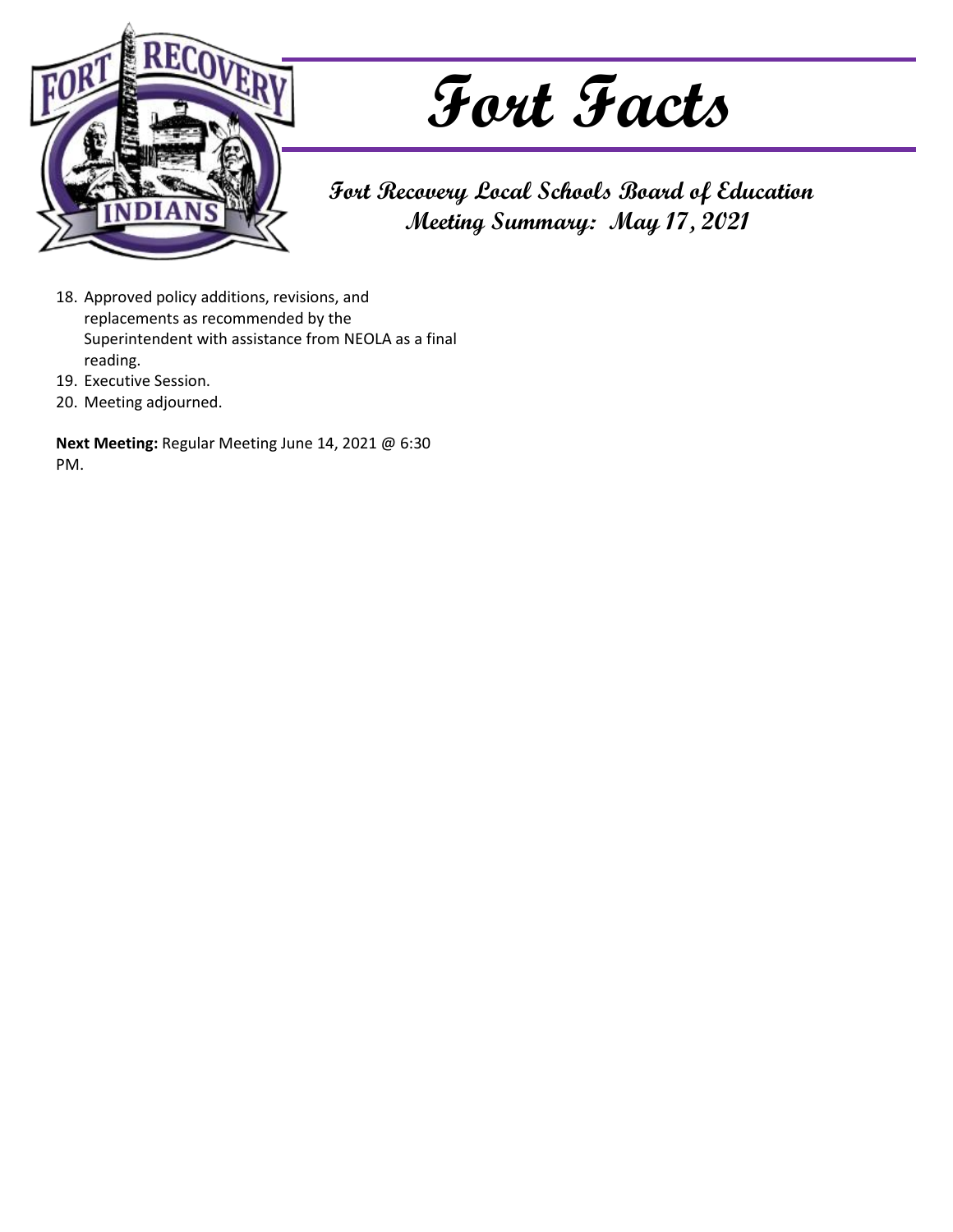# Fort Facts

## Fort Recovery Local Schools Board of Education Meeting Summary: May 17, 2021

18. Approved policy additions, revisions, and replacements as recommended by the Superintendent with assistance from NEOLA as a final reading.
19. Executive Session.
20. Meeting adjourned.

**Next Meeting:** Regular Meeting June 14, 2021 @ 6:30 PM.